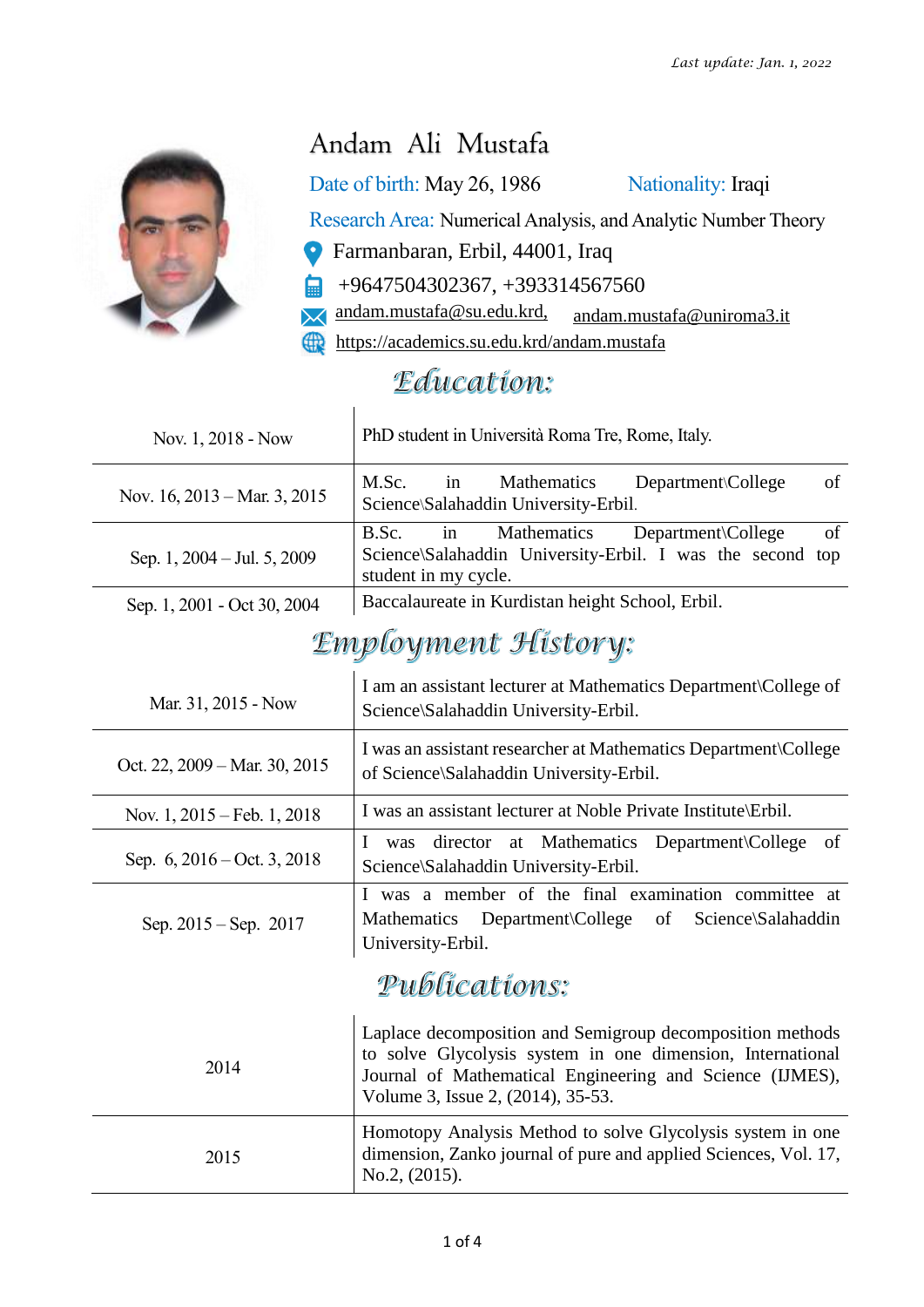*Last update: Jan. 1, 2022*

# Andam Ali Mustafa

Date of birth: May 26, 1986 Nationality: Iraqi

Research Area: Numerical Analysis, and Analytic Number Theory

Farmanbaran, Erbil, 44001, Iraq

+9647504302367, +393314567560

andam.mustafa@su.edu.krd, andam.mustafa@uniroma3.it

https://academics.su.edu.krd/andam.mustafa

## Education:

| | |
|---|---|
| Nov. 1, 2018 - Now | PhD student in Università Roma Tre, Rome, Italy. |
| Nov. 16, 2013 – Mar. 3, 2015 | M.Sc. in Mathematics Department\College of Science\Salahaddin University-Erbil. |
| Sep. 1, 2004 – Jul. 5, 2009 | B.Sc. in Mathematics Department\College of Science\Salahaddin University-Erbil. I was the second top student in my cycle. |
| Sep. 1, 2001 - Oct 30, 2004 | Baccalaureate in Kurdistan height School, Erbil. |

## Employment History:

| | |
|---|---|
| Mar. 31, 2015 - Now | I am an assistant lecturer at Mathematics Department\College of Science\Salahaddin University-Erbil. |
| Oct. 22, 2009 – Mar. 30, 2015 | I was an assistant researcher at Mathematics Department\College of Science\Salahaddin University-Erbil. |
| Nov. 1, 2015 – Feb. 1, 2018 | I was an assistant lecturer at Noble Private Institute\Erbil. |
| Sep. 6, 2016 – Oct. 3, 2018 | I was director at Mathematics Department\College of Science\Salahaddin University-Erbil. |
| Sep. 2015 – Sep. 2017 | I was a member of the final examination committee at Mathematics Department\College of Science\Salahaddin University-Erbil. |

## Publications:

| | |
|---|---|
| 2014 | Laplace decomposition and Semigroup decomposition methods to solve Glycolysis system in one dimension, International Journal of Mathematical Engineering and Science (IJMES), Volume 3, Issue 2, (2014), 35-53. |
| 2015 | Homotopy Analysis Method to solve Glycolysis system in one dimension, Zanko journal of pure and applied Sciences, Vol. 17, No.2, (2015). |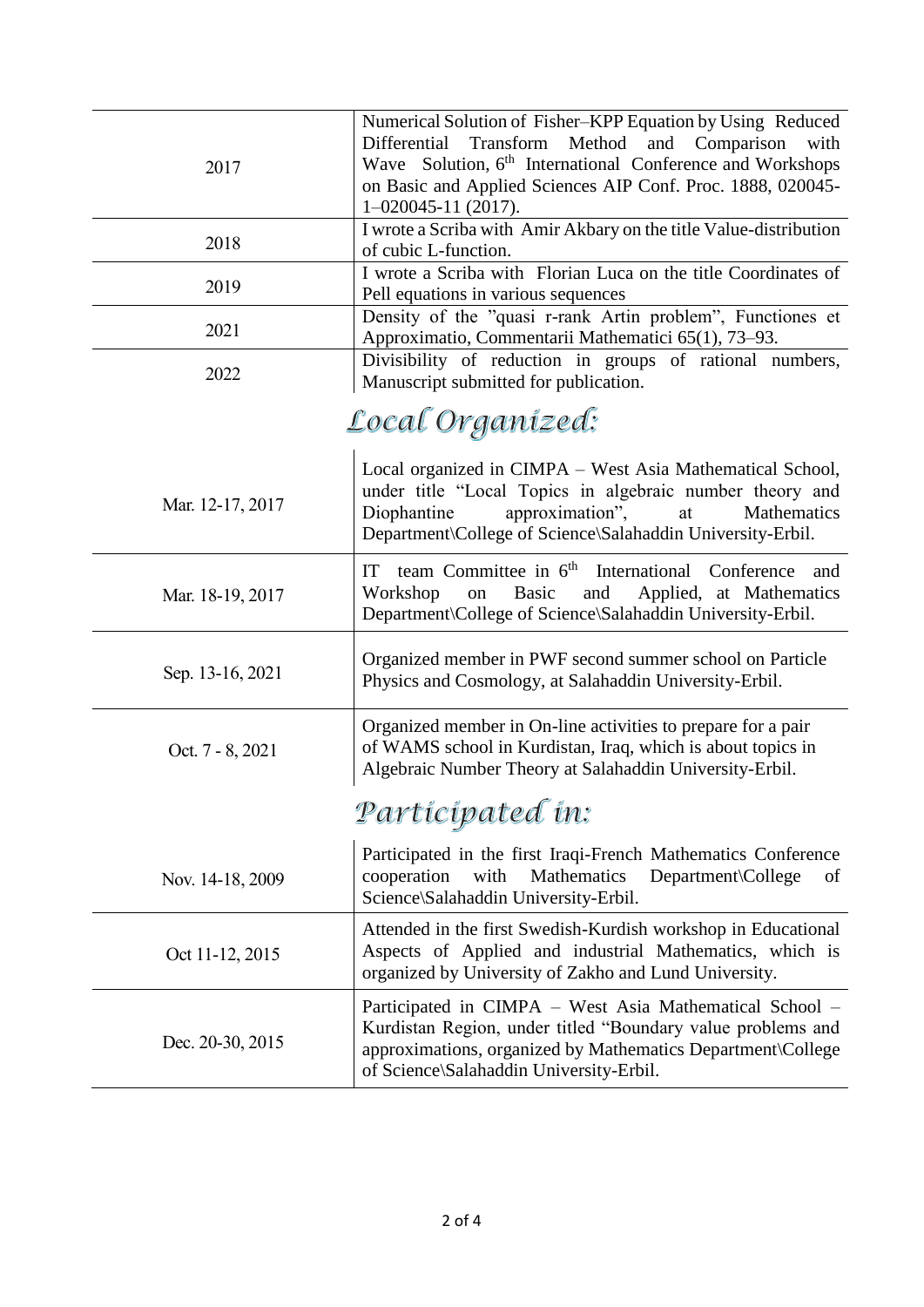| | |
|---|---|
| 2017 | Numerical Solution of Fisher–KPP Equation by Using Reduced Differential Transform Method and Comparison with Wave Solution, 6th International Conference and Workshops on Basic and Applied Sciences AIP Conf. Proc. 1888, 020045-1–020045-11 (2017). |
| 2018 | I wrote a Scriba with Amir Akbary on the title Value-distribution of cubic L-function. |
| 2019 | I wrote a Scriba with Florian Luca on the title Coordinates of Pell equations in various sequences |
| 2021 | Density of the "quasi r-rank Artin problem", Functiones et Approximatio, Commentarii Mathematici 65(1), 73–93. |
| 2022 | Divisibility of reduction in groups of rational numbers, Manuscript submitted for publication. |

## Local Organized:

| | |
|---|---|
| Mar. 12-17, 2017 | Local organized in CIMPA – West Asia Mathematical School, under title "Local Topics in algebraic number theory and Diophantine approximation", at Mathematics Department\College of Science\Salahaddin University-Erbil. |
| Mar. 18-19, 2017 | IT team Committee in 6th International Conference and Workshop on Basic and Applied, at Mathematics Department\College of Science\Salahaddin University-Erbil. |
| Sep. 13-16, 2021 | Organized member in PWF second summer school on Particle Physics and Cosmology, at Salahaddin University-Erbil. |
| Oct. 7 - 8, 2021 | Organized member in On-line activities to prepare for a pair of WAMS school in Kurdistan, Iraq, which is about topics in Algebraic Number Theory at Salahaddin University-Erbil. |

## Participated in:

| | |
|---|---|
| Nov. 14-18, 2009 | Participated in the first Iraqi-French Mathematics Conference cooperation with Mathematics Department\College of Science\Salahaddin University-Erbil. |
| Oct 11-12, 2015 | Attended in the first Swedish-Kurdish workshop in Educational Aspects of Applied and industrial Mathematics, which is organized by University of Zakho and Lund University. |
| Dec. 20-30, 2015 | Participated in CIMPA – West Asia Mathematical School – Kurdistan Region, under titled "Boundary value problems and approximations, organized by Mathematics Department\College of Science\Salahaddin University-Erbil. |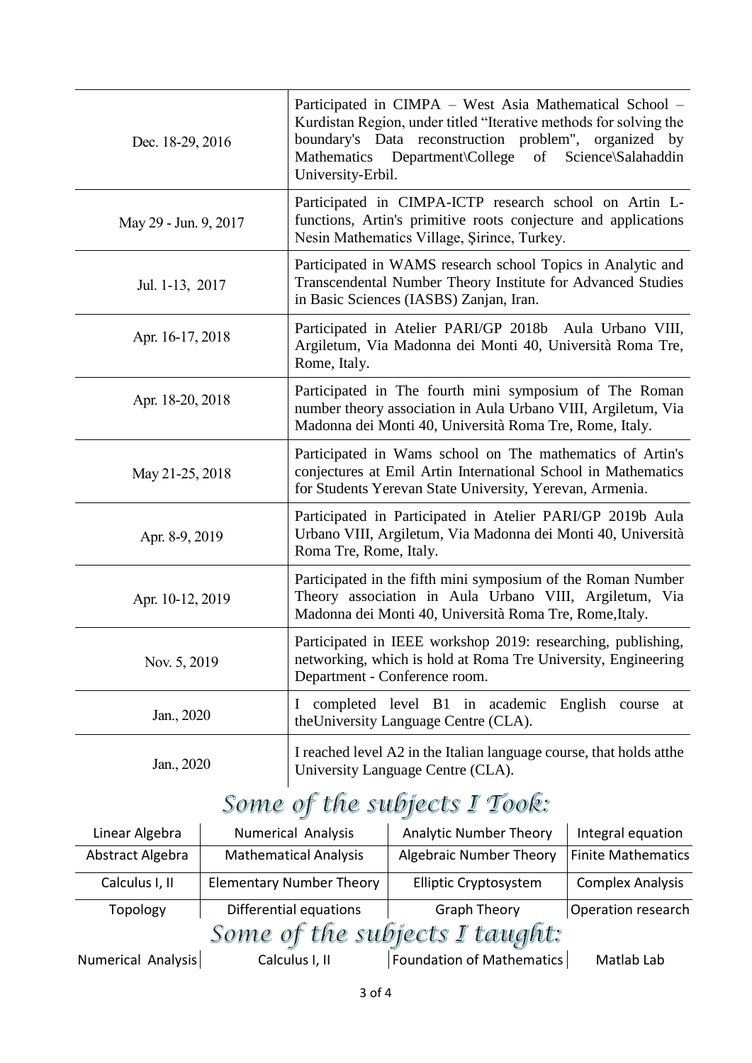| | |
|---|---|
| Dec. 18-29, 2016 | Participated in CIMPA – West Asia Mathematical School – Kurdistan Region, under titled "Iterative methods for solving the boundary's Data reconstruction problem", organized by Mathematics Department\College of Science\Salahaddin University-Erbil. |
| May 29 - Jun. 9, 2017 | Participated in CIMPA-ICTP research school on Artin L-functions, Artin's primitive roots conjecture and applications Nesin Mathematics Village, Şirince, Turkey. |
| Jul. 1-13, 2017 | Participated in WAMS research school Topics in Analytic and Transcendental Number Theory Institute for Advanced Studies in Basic Sciences (IASBS) Zanjan, Iran. |
| Apr. 16-17, 2018 | Participated in Atelier PARI/GP 2018b Aula Urbano VIII, Argiletum, Via Madonna dei Monti 40, Università Roma Tre, Rome, Italy. |
| Apr. 18-20, 2018 | Participated in The fourth mini symposium of The Roman number theory association in Aula Urbano VIII, Argiletum, Via Madonna dei Monti 40, Università Roma Tre, Rome, Italy. |
| May 21-25, 2018 | Participated in Wams school on The mathematics of Artin's conjectures at Emil Artin International School in Mathematics for Students Yerevan State University, Yerevan, Armenia. |
| Apr. 8-9, 2019 | Participated in Participated in Atelier PARI/GP 2019b Aula Urbano VIII, Argiletum, Via Madonna dei Monti 40, Università Roma Tre, Rome, Italy. |
| Apr. 10-12, 2019 | Participated in the fifth mini symposium of the Roman Number Theory association in Aula Urbano VIII, Argiletum, Via Madonna dei Monti 40, Università Roma Tre, Rome,Italy. |
| Nov. 5, 2019 | Participated in IEEE workshop 2019: researching, publishing, networking, which is hold at Roma Tre University, Engineering Department - Conference room. |
| Jan., 2020 | I completed level B1 in academic English course at theUniversity Language Centre (CLA). |
| Jan., 2020 | I reached level A2 in the Italian language course, that holds atthe University Language Centre (CLA). |

## *Some of the subjects I Took:*

| | | | |
|---|---|---|---|
| Linear Algebra | Numerical Analysis | Analytic Number Theory | Integral equation |
| Abstract Algebra | Mathematical Analysis | Algebraic Number Theory | Finite Mathematics |
| Calculus I, II | Elementary Number Theory | Elliptic Cryptosystem | Complex Analysis |
| Topology | Differential equations | Graph Theory | Operation research |

## *Some of the subjects I taught:*

| | | | |
|---|---|---|---|
| Numerical Analysis | Calculus I, II | Foundation of Mathematics | Matlab Lab |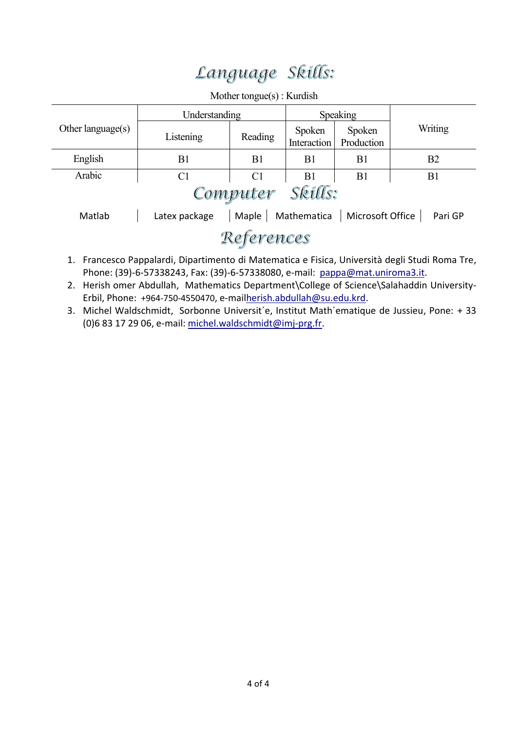## Language Skills:

Mother tongue(s) : Kurdish

| Other language(s) | Understanding | | Speaking | | Writing |
|---|---|---|---|---|---|
| | Listening | Reading | Spoken Interaction | Spoken Production | |
| English | B1 | B1 | B1 | B1 | B2 |
| Arabic | C1 | C1 | B1 | B1 | B1 |

## Computer Skills:

Matlab | Latex package | Maple | Mathematica | Microsoft Office | Pari GP

## References

1. Francesco Pappalardi, Dipartimento di Matematica e Fisica, Università degli Studi Roma Tre, Phone: (39)-6-57338243, Fax: (39)-6-57338080, e-mail: pappa@mat.uniroma3.it.
2. Herish omer Abdullah, Mathematics Department\College of Science\Salahaddin University-Erbil, Phone: +964-750-4550470, e-mailherish.abdullah@su.edu.krd.
3. Michel Waldschmidt, Sorbonne Universit´e, Institut Math´ematique de Jussieu, Pone: + 33 (0)6 83 17 29 06, e-mail: michel.waldschmidt@imj-prg.fr.